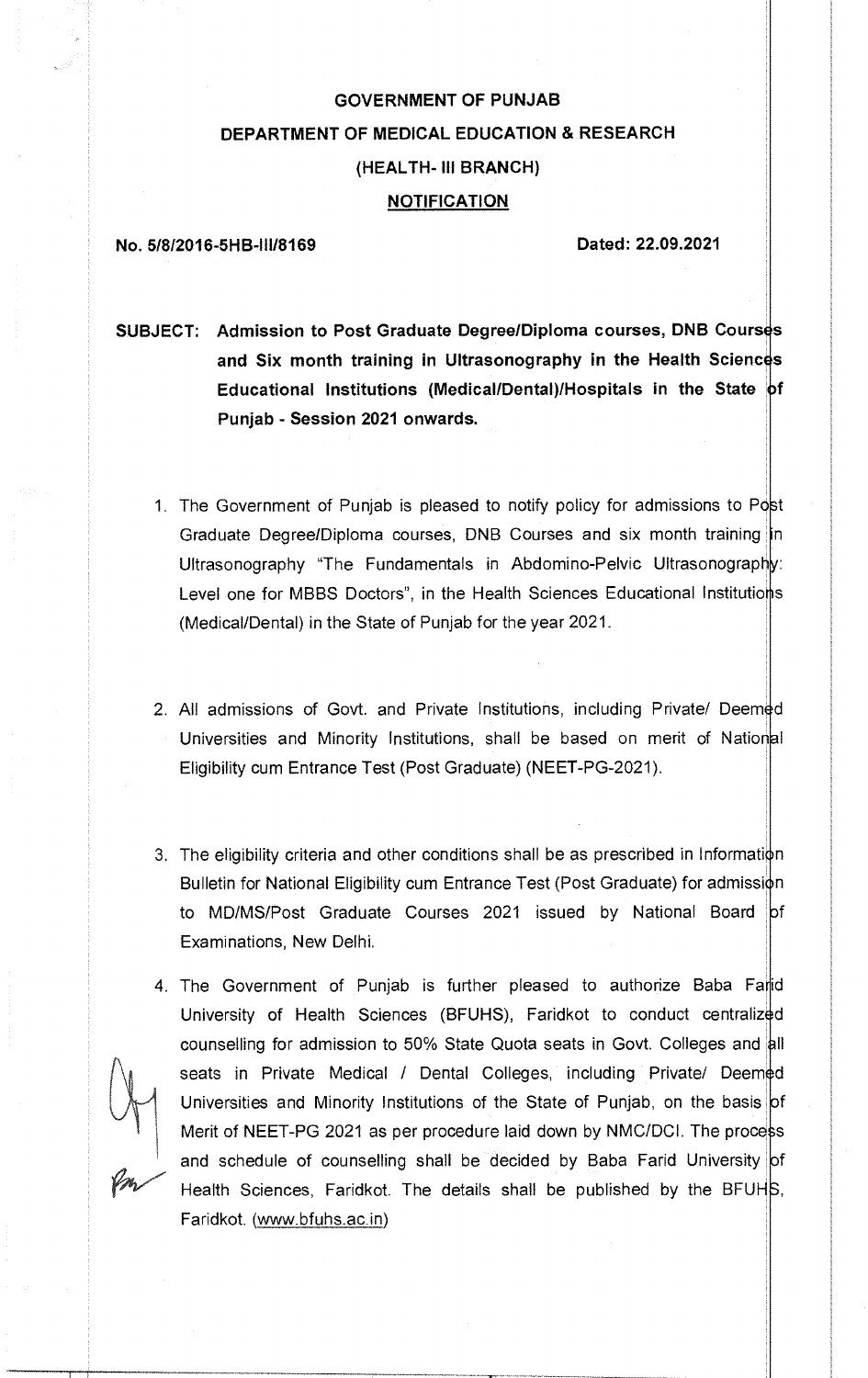**GOVERNMENT OF PUNJAB**

**DEPARTMENT OF MEDICAL EDUCATION & RESEARCH**

**(HEALTH- III BRANCH)**

**NOTIFICATION**

**No. 5/8/2016-5HB-III/8169** **Dated: 22.09.2021**

**SUBJECT: Admission to Post Graduate Degree/Diploma courses, DNB Courses and Six month training in Ultrasonography in the Health Sciences Educational Institutions (Medical/Dental)/Hospitals in the State of Punjab - Session 2021 onwards.**

1. The Government of Punjab is pleased to notify policy for admissions to Post Graduate Degree/Diploma courses, DNB Courses and six month training in Ultrasonography "The Fundamentals in Abdomino-Pelvic Ultrasonography: Level one for MBBS Doctors", in the Health Sciences Educational Institutions (Medical/Dental) in the State of Punjab for the year 2021.

2. All admissions of Govt. and Private Institutions, including Private/ Deemed Universities and Minority Institutions, shall be based on merit of National Eligibility cum Entrance Test (Post Graduate) (NEET-PG-2021).

3. The eligibility criteria and other conditions shall be as prescribed in Information Bulletin for National Eligibility cum Entrance Test (Post Graduate) for admission to MD/MS/Post Graduate Courses 2021 issued by National Board of Examinations, New Delhi.

4. The Government of Punjab is further pleased to authorize Baba Farid University of Health Sciences (BFUHS), Faridkot to conduct centralized counselling for admission to 50% State Quota seats in Govt. Colleges and all seats in Private Medical / Dental Colleges, including Private/ Deemed Universities and Minority Institutions of the State of Punjab, on the basis of Merit of NEET-PG 2021 as per procedure laid down by NMC/DCI. The process and schedule of counselling shall be decided by Baba Farid University of Health Sciences, Faridkot. The details shall be published by the BFUHS, Faridkot. (www.bfuhs.ac.in)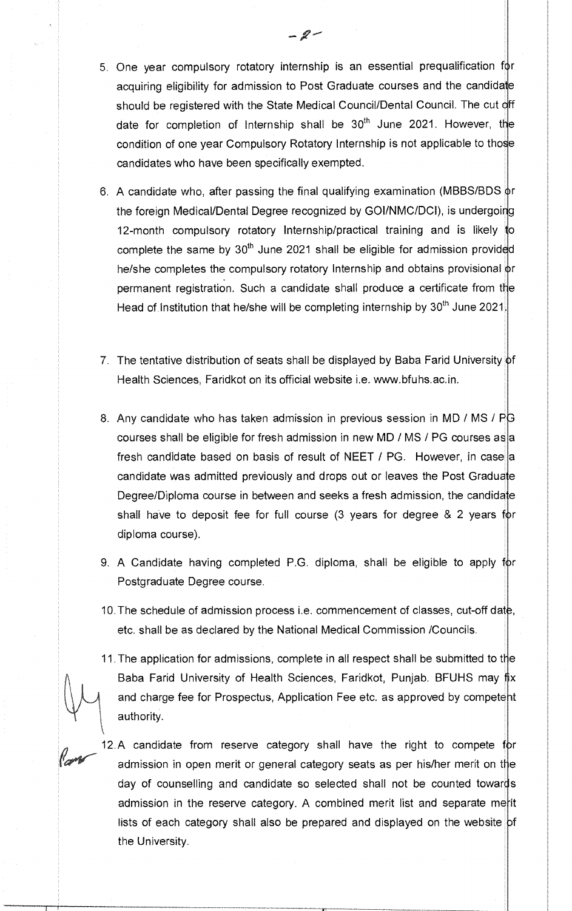5. One year compulsory rotatory internship is an essential prequalification for acquiring eligibility for admission to Post Graduate courses and the candidate should be registered with the State Medical Council/Dental Council. The cut off date for completion of Internship shall be 30th June 2021. However, the condition of one year Compulsory Rotatory Internship is not applicable to those candidates who have been specifically exempted.

6. A candidate who, after passing the final qualifying examination (MBBS/BDS or the foreign Medical/Dental Degree recognized by GOI/NMC/DCI), is undergoing 12-month compulsory rotatory Internship/practical training and is likely to complete the same by 30th June 2021 shall be eligible for admission provided he/she completes the compulsory rotatory Internship and obtains provisional or permanent registration. Such a candidate shall produce a certificate from the Head of Institution that he/she will be completing internship by 30th June 2021.

7. The tentative distribution of seats shall be displayed by Baba Farid University of Health Sciences, Faridkot on its official website i.e. www.bfuhs.ac.in.

8. Any candidate who has taken admission in previous session in MD / MS / PG courses shall be eligible for fresh admission in new MD / MS / PG courses as a fresh candidate based on basis of result of NEET / PG. However, in case a candidate was admitted previously and drops out or leaves the Post Graduate Degree/Diploma course in between and seeks a fresh admission, the candidate shall have to deposit fee for full course (3 years for degree & 2 years for diploma course).

9. A Candidate having completed P.G. diploma, shall be eligible to apply for Postgraduate Degree course.

10. The schedule of admission process i.e. commencement of classes, cut-off date, etc. shall be as declared by the National Medical Commission /Councils.

11. The application for admissions, complete in all respect shall be submitted to the Baba Farid University of Health Sciences, Faridkot, Punjab. BFUHS may fix and charge fee for Prospectus, Application Fee etc. as approved by competent authority.

12. A candidate from reserve category shall have the right to compete for admission in open merit or general category seats as per his/her merit on the day of counselling and candidate so selected shall not be counted towards admission in the reserve category. A combined merit list and separate merit lists of each category shall also be prepared and displayed on the website of the University.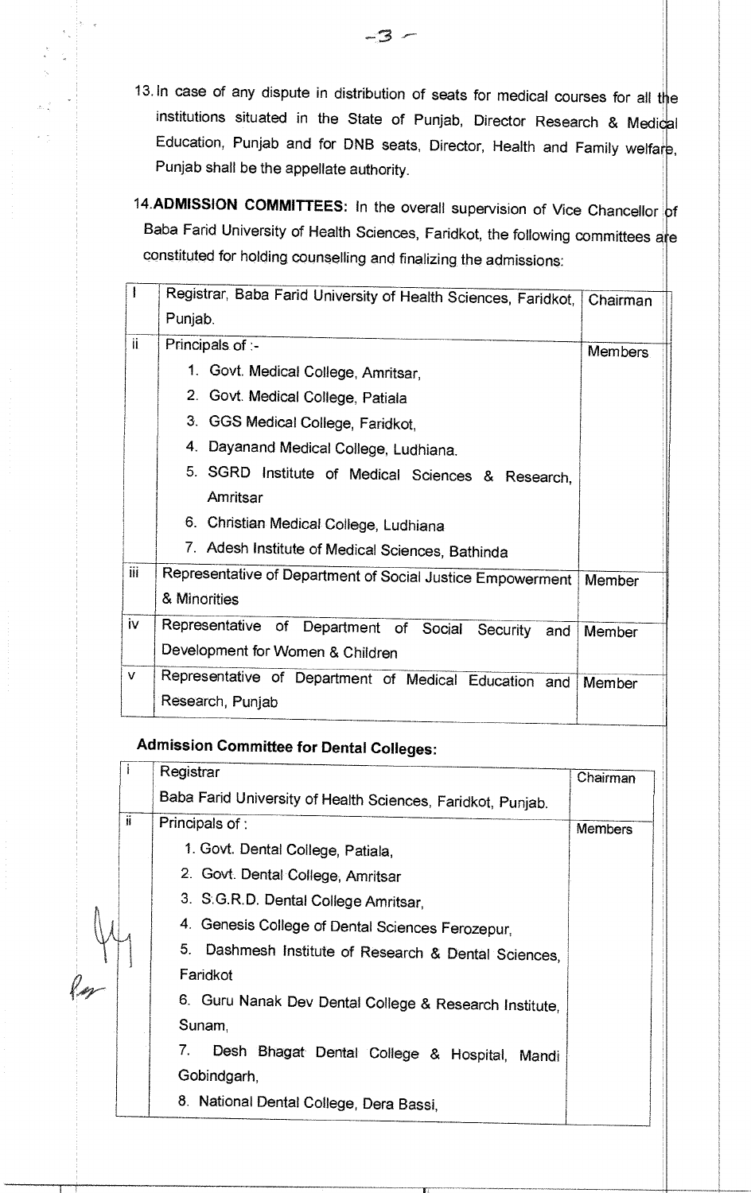13. In case of any dispute in distribution of seats for medical courses for all the institutions situated in the State of Punjab, Director Research & Medical Education, Punjab and for DNB seats, Director, Health and Family welfare, Punjab shall be the appellate authority.

14. **ADMISSION COMMITTEES:** In the overall supervision of Vice Chancellor of Baba Farid University of Health Sciences, Faridkot, the following committees are constituted for holding counselling and finalizing the admissions:

| | | |
|---|---|---|
| I | Registrar, Baba Farid University of Health Sciences, Faridkot, Punjab. | Chairman |
| ii | Principals of :-<br>1. Govt. Medical College, Amritsar,<br>2. Govt. Medical College, Patiala<br>3. GGS Medical College, Faridkot,<br>4. Dayanand Medical College, Ludhiana.<br>5. SGRD Institute of Medical Sciences & Research, Amritsar<br>6. Christian Medical College, Ludhiana<br>7. Adesh Institute of Medical Sciences, Bathinda | Members |
| iii | Representative of Department of Social Justice Empowerment & Minorities | Member |
| iv | Representative of Department of Social Security and Development for Women & Children | Member |
| v | Representative of Department of Medical Education and Research, Punjab | Member |

**Admission Committee for Dental Colleges:**

| | | |
|---|---|---|
| i | Registrar<br>Baba Farid University of Health Sciences, Faridkot, Punjab. | Chairman |
| ii | Principals of :<br>1. Govt. Dental College, Patiala,<br>2. Govt. Dental College, Amritsar<br>3. S.G.R.D. Dental College Amritsar,<br>4. Genesis College of Dental Sciences Ferozepur,<br>5. Dashmesh Institute of Research & Dental Sciences, Faridkot<br>6. Guru Nanak Dev Dental College & Research Institute, Sunam,<br>7. Desh Bhagat Dental College & Hospital, Mandi Gobindgarh,<br>8. National Dental College, Dera Bassi, | Members |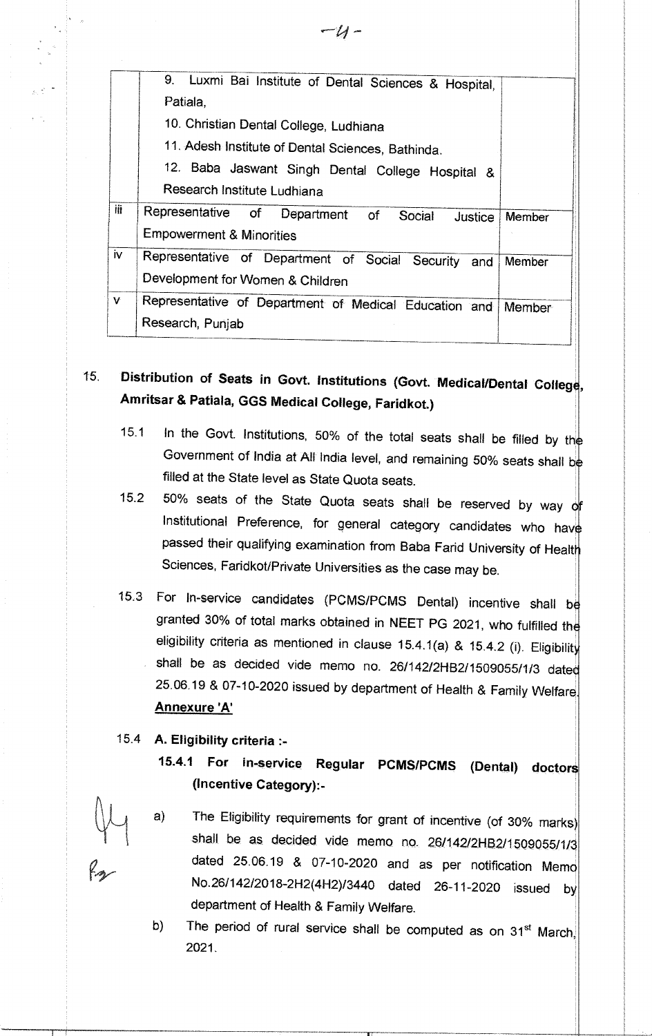|  | 9. Luxmi Bai Institute of Dental Sciences & Hospital, Patiala,<br>10. Christian Dental College, Ludhiana<br>11. Adesh Institute of Dental Sciences, Bathinda.<br>12. Baba Jaswant Singh Dental College Hospital & Research Institute Ludhiana |  |
|---|---|---|
| iii | Representative of Department of Social Justice Empowerment & Minorities | Member |
| iv | Representative of Department of Social Security and Development for Women & Children | Member |
| v | Representative of Department of Medical Education and Research, Punjab | Member |

15. **Distribution of Seats in Govt. Institutions (Govt. Medical/Dental College, Amritsar & Patiala, GGS Medical College, Faridkot.)**

15.1 In the Govt. Institutions, 50% of the total seats shall be filled by the Government of India at All India level, and remaining 50% seats shall be filled at the State level as State Quota seats.

15.2 50% seats of the State Quota seats shall be reserved by way of Institutional Preference, for general category candidates who have passed their qualifying examination from Baba Farid University of Health Sciences, Faridkot/Private Universities as the case may be.

15.3 For In-service candidates (PCMS/PCMS Dental) incentive shall be granted 30% of total marks obtained in NEET PG 2021, who fulfilled the eligibility criteria as mentioned in clause 15.4.1(a) & 15.4.2 (i). Eligibility shall be as decided vide memo no. 26/142/2HB2/1509055/1/3 dated 25.06.19 & 07-10-2020 issued by department of Health & Family Welfare. **Annexure 'A'**

15.4 **A. Eligibility criteria :-**

**15.4.1 For in-service Regular PCMS/PCMS (Dental) doctors (Incentive Category):-**

a) The Eligibility requirements for grant of incentive (of 30% marks) shall be as decided vide memo no. 26/142/2HB2/1509055/1/3 dated 25.06.19 & 07-10-2020 and as per notification Memo No.26/142/2018-2H2(4H2)/3440 dated 26-11-2020 issued by department of Health & Family Welfare.

b) The period of rural service shall be computed as on 31st March, 2021.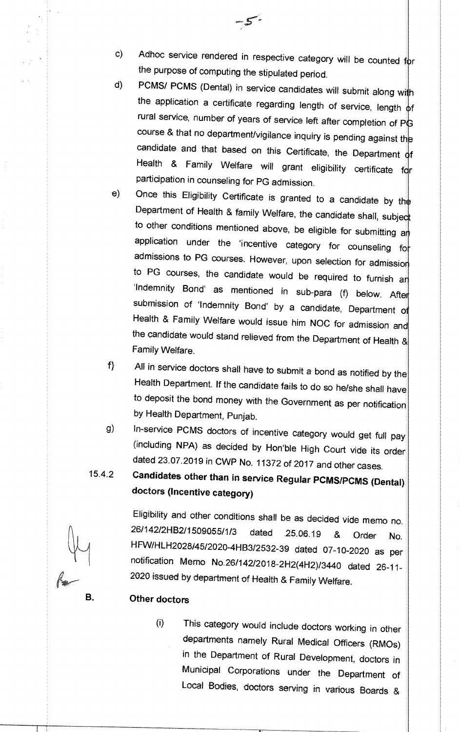c) Adhoc service rendered in respective category will be counted for the purpose of computing the stipulated period.

d) PCMS/ PCMS (Dental) in service candidates will submit along with the application a certificate regarding length of service, length of rural service, number of years of service left after completion of PG course & that no department/vigilance inquiry is pending against the candidate and that based on this Certificate, the Department of Health & Family Welfare will grant eligibility certificate for participation in counseling for PG admission.

e) Once this Eligibility Certificate is granted to a candidate by the Department of Health & family Welfare, the candidate shall, subject to other conditions mentioned above, be eligible for submitting an application under the 'incentive category for counseling for admissions to PG courses. However, upon selection for admission to PG courses, the candidate would be required to furnish an 'Indemnity Bond' as mentioned in sub-para (f) below. After submission of 'Indemnity Bond' by a candidate, Department of Health & Family Welfare would issue him NOC for admission and the candidate would stand relieved from the Department of Health & Family Welfare.

f) All in service doctors shall have to submit a bond as notified by the Health Department. If the candidate fails to do so he/she shall have to deposit the bond money with the Government as per notification by Health Department, Punjab.

g) In-service PCMS doctors of incentive category would get full pay (including NPA) as decided by Hon'ble High Court vide its order dated 23.07.2019 in CWP No. 11372 of 2017 and other cases.

15.4.2 **Candidates other than in service Regular PCMS/PCMS (Dental) doctors (Incentive category)**

Eligibility and other conditions shall be as decided vide memo no. 26/142/2HB2/1509055/1/3 dated 25.06.19 & Order No. HFW/HLH2028/45/2020-4HB3/2532-39 dated 07-10-2020 as per notification Memo No.26/142/2018-2H2(4H2)/3440 dated 26-11-2020 issued by department of Health & Family Welfare.

**B. Other doctors**

(i) This category would include doctors working in other departments namely Rural Medical Officers (RMOs) in the Department of Rural Development, doctors in Municipal Corporations under the Department of Local Bodies, doctors serving in various Boards &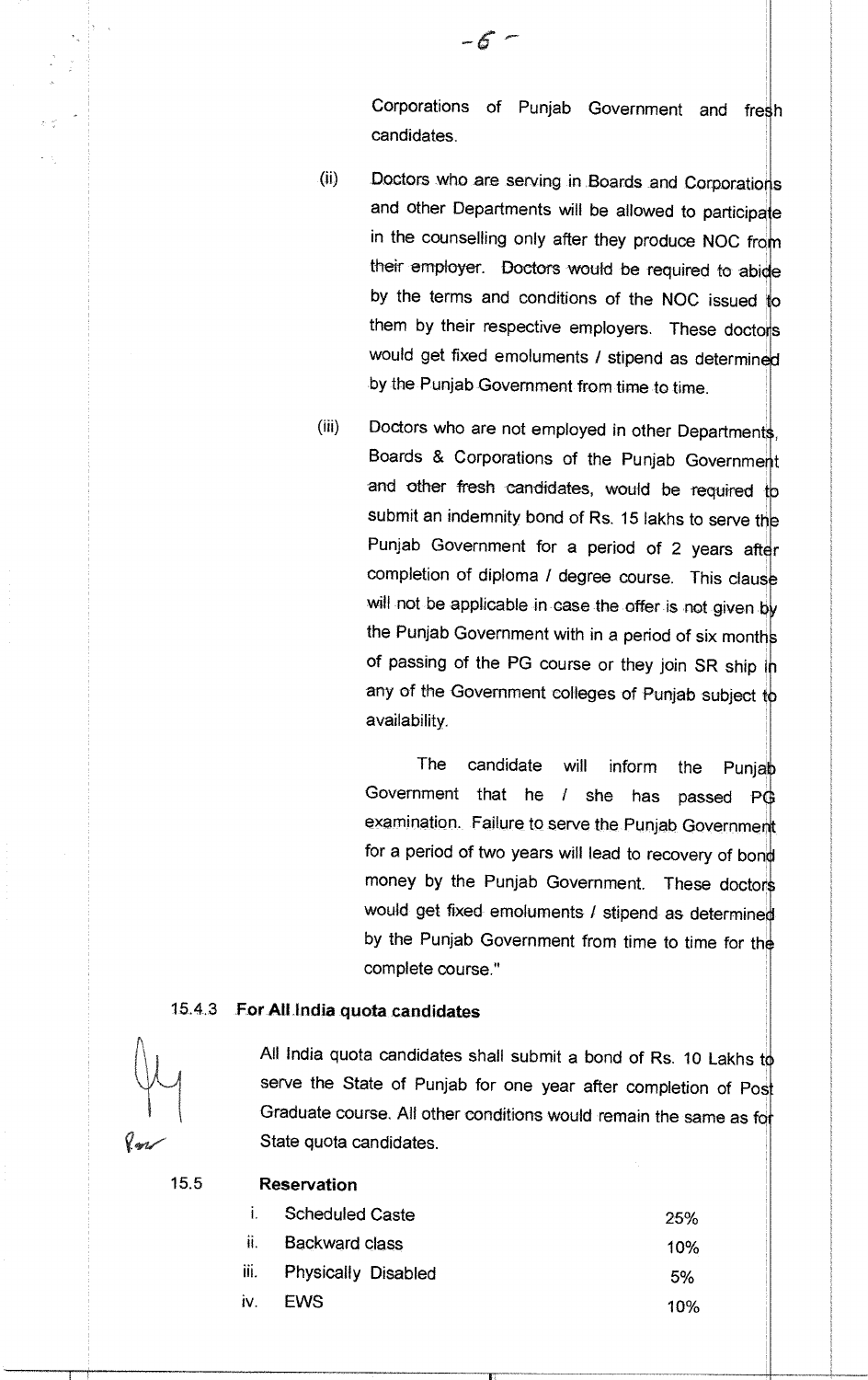Corporations of Punjab Government and fresh candidates.

(ii) Doctors who are serving in Boards and Corporations and other Departments will be allowed to participate in the counselling only after they produce NOC from their employer. Doctors would be required to abide by the terms and conditions of the NOC issued to them by their respective employers. These doctors would get fixed emoluments / stipend as determined by the Punjab Government from time to time.

(iii) Doctors who are not employed in other Departments, Boards & Corporations of the Punjab Government and other fresh candidates, would be required to submit an indemnity bond of Rs. 15 lakhs to serve the Punjab Government for a period of 2 years after completion of diploma / degree course. This clause will not be applicable in case the offer is not given by the Punjab Government with in a period of six months of passing of the PG course or they join SR ship in any of the Government colleges of Punjab subject to availability.

The candidate will inform the Punjab Government that he / she has passed PG examination. Failure to serve the Punjab Government for a period of two years will lead to recovery of bond money by the Punjab Government. These doctors would get fixed emoluments / stipend as determined by the Punjab Government from time to time for the complete course."

### 15.4.3 For All India quota candidates

All India quota candidates shall submit a bond of Rs. 10 Lakhs to serve the State of Punjab for one year after completion of Post Graduate course. All other conditions would remain the same as for State quota candidates.

### 15.5 Reservation

| | | |
|---|---|---|
| i. | Scheduled Caste | 25% |
| ii. | Backward class | 10% |
| iii. | Physically Disabled | 5% |
| iv. | EWS | 10% |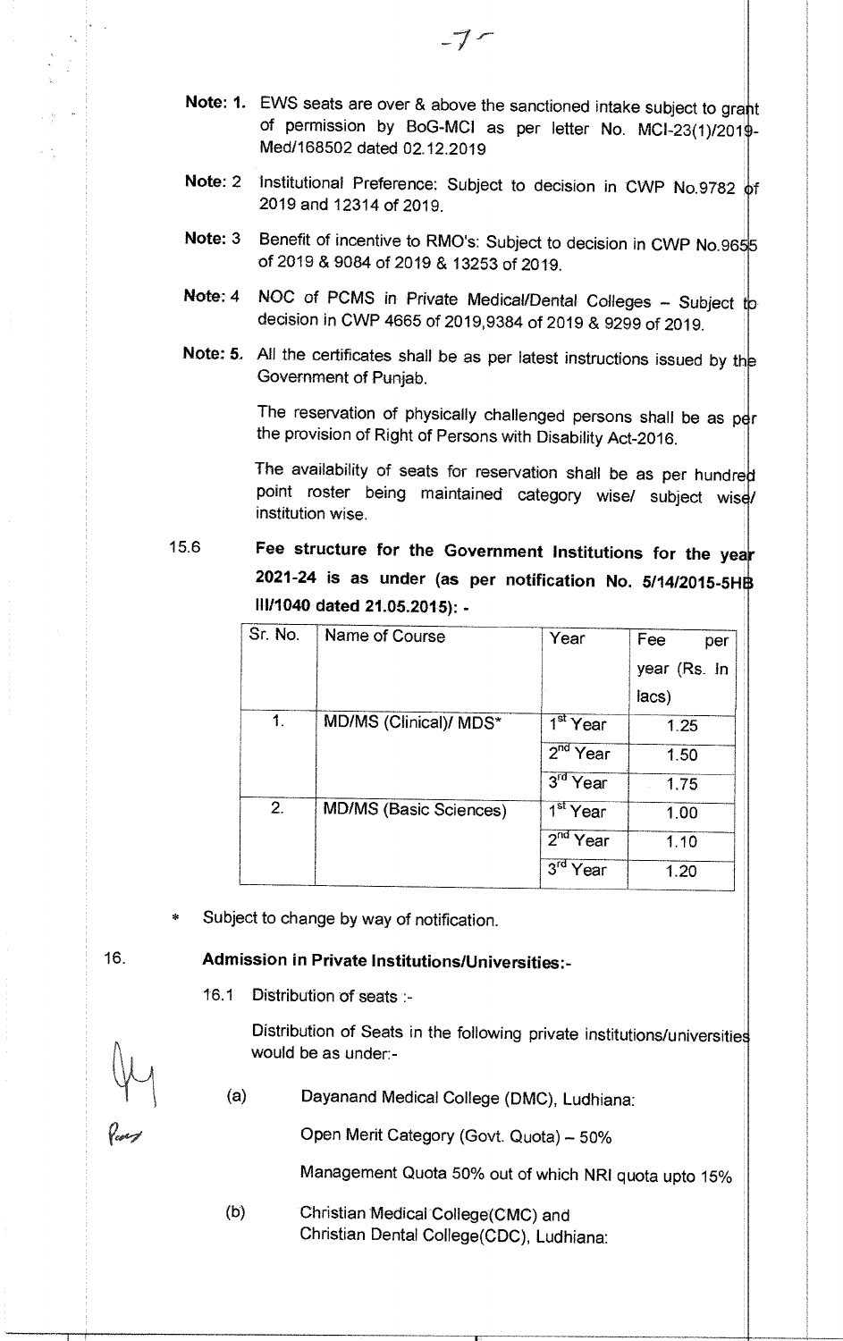**Note: 1.** EWS seats are over & above the sanctioned intake subject to grant of permission by BoG-MCI as per letter No. MCI-23(1)/2019-Med/168502 dated 02.12.2019

**Note: 2** Institutional Preference: Subject to decision in CWP No.9782 of 2019 and 12314 of 2019.

**Note: 3** Benefit of incentive to RMO's: Subject to decision in CWP No.9655 of 2019 & 9084 of 2019 & 13253 of 2019.

**Note: 4** NOC of PCMS in Private Medical/Dental Colleges – Subject to decision in CWP 4665 of 2019,9384 of 2019 & 9299 of 2019.

**Note: 5.** All the certificates shall be as per latest instructions issued by the Government of Punjab.

The reservation of physically challenged persons shall be as per the provision of Right of Persons with Disability Act-2016.

The availability of seats for reservation shall be as per hundred point roster being maintained category wise/ subject wise/ institution wise.

15.6 **Fee structure for the Government Institutions for the year 2021-24 is as under (as per notification No. 5/14/2015-5HB III/1040 dated 21.05.2015): -**

| Sr. No. | Name of Course | Year | Fee per year (Rs. In lacs) |
|---|---|---|---|
| 1. | MD/MS (Clinical)/ MDS* | 1st Year | 1.25 |
| | | 2nd Year | 1.50 |
| | | 3rd Year | 1.75 |
| 2. | MD/MS (Basic Sciences) | 1st Year | 1.00 |
| | | 2nd Year | 1.10 |
| | | 3rd Year | 1.20 |

* Subject to change by way of notification.

16. **Admission in Private Institutions/Universities:-**

16.1 Distribution of seats :-

Distribution of Seats in the following private institutions/universities would be as under:-

(a) Dayanand Medical College (DMC), Ludhiana:

Open Merit Category (Govt. Quota) – 50%

Management Quota 50% out of which NRI quota upto 15%

(b) Christian Medical College(CMC) and
Christian Dental College(CDC), Ludhiana: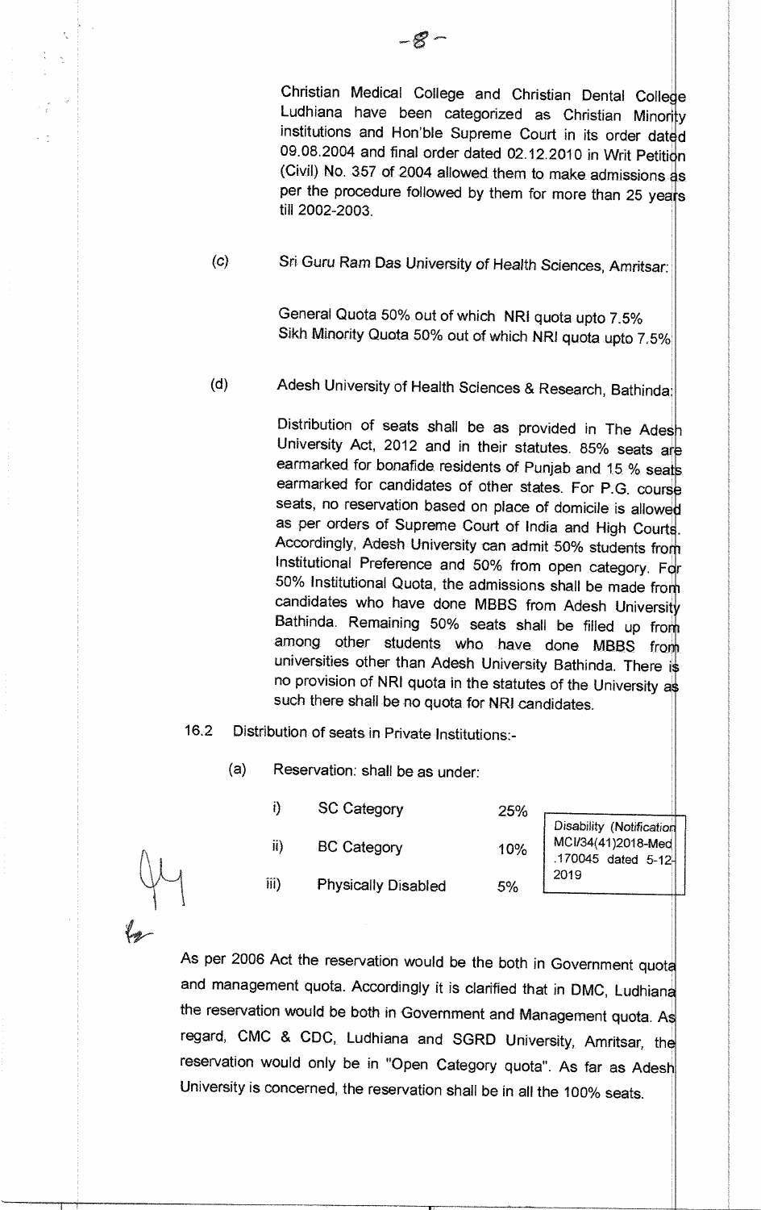Christian Medical College and Christian Dental College Ludhiana have been categorized as Christian Minority institutions and Hon'ble Supreme Court in its order dated 09.08.2004 and final order dated 02.12.2010 in Writ Petition (Civil) No. 357 of 2004 allowed them to make admissions as per the procedure followed by them for more than 25 years till 2002-2003.

(c) Sri Guru Ram Das University of Health Sciences, Amritsar:

General Quota 50% out of which NRI quota upto 7.5%
Sikh Minority Quota 50% out of which NRI quota upto 7.5%

(d) Adesh University of Health Sciences & Research, Bathinda:

Distribution of seats shall be as provided in The Adesh University Act, 2012 and in their statutes. 85% seats are earmarked for bonafide residents of Punjab and 15 % seats earmarked for candidates of other states. For P.G. course seats, no reservation based on place of domicile is allowed as per orders of Supreme Court of India and High Courts. Accordingly, Adesh University can admit 50% students from Institutional Preference and 50% from open category. For 50% Institutional Quota, the admissions shall be made from candidates who have done MBBS from Adesh University Bathinda. Remaining 50% seats shall be filled up from among other students who have done MBBS from universities other than Adesh University Bathinda. There is no provision of NRI quota in the statutes of the University as such there shall be no quota for NRI candidates.

16.2 Distribution of seats in Private Institutions:-

(a) Reservation: shall be as under:

| | | | |
|---|---|---|---|
| i) | SC Category | 25% | |
| ii) | BC Category | 10% | Disability (Notification MCI/34(41)2018-Med .170045 dated 5-12-2019 |
| iii) | Physically Disabled | 5% | |

As per 2006 Act the reservation would be the both in Government quota and management quota. Accordingly it is clarified that in DMC, Ludhiana the reservation would be both in Government and Management quota. As regard, CMC & CDC, Ludhiana and SGRD University, Amritsar, the reservation would only be in "Open Category quota". As far as Adesh University is concerned, the reservation shall be in all the 100% seats.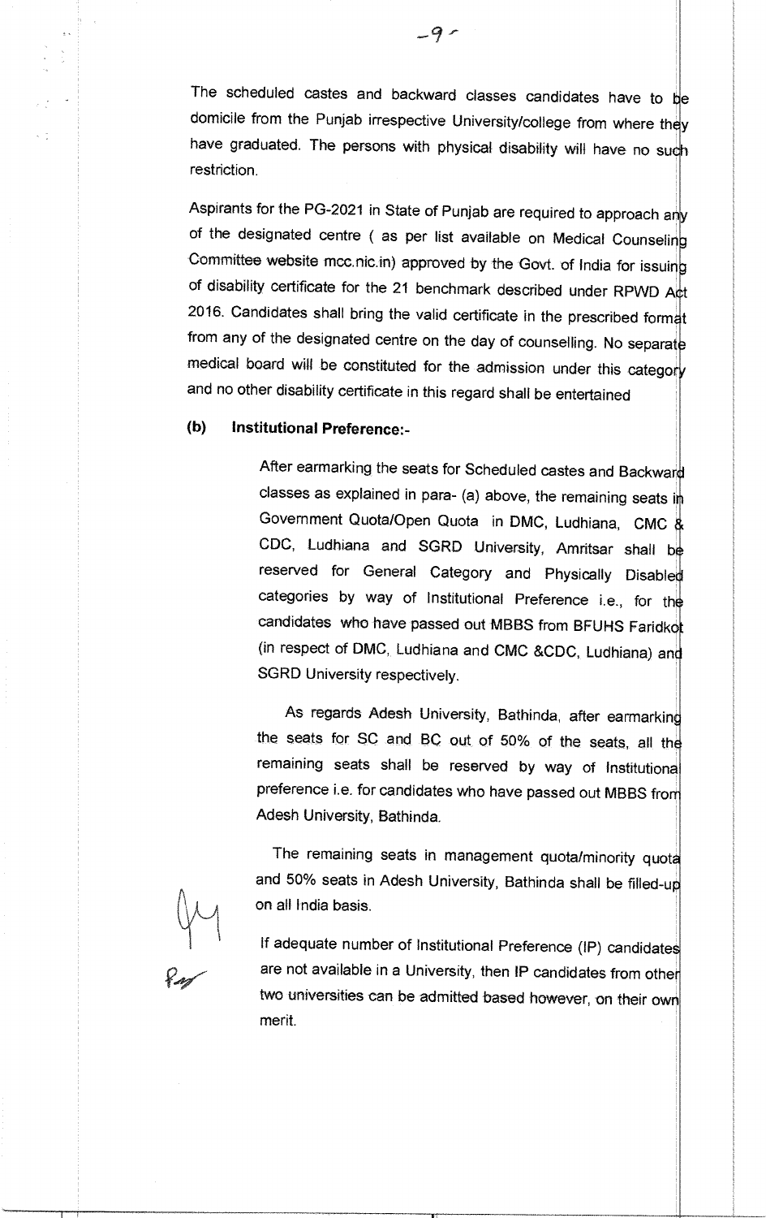The scheduled castes and backward classes candidates have to be domicile from the Punjab irrespective University/college from where they have graduated. The persons with physical disability will have no such restriction.

Aspirants for the PG-2021 in State of Punjab are required to approach any of the designated centre ( as per list available on Medical Counseling Committee website mcc.nic.in) approved by the Govt. of India for issuing of disability certificate for the 21 benchmark described under RPWD Act 2016. Candidates shall bring the valid certificate in the prescribed format from any of the designated centre on the day of counselling. No separate medical board will be constituted for the admission under this category and no other disability certificate in this regard shall be entertained

**(b) Institutional Preference:-**

After earmarking the seats for Scheduled castes and Backward classes as explained in para- (a) above, the remaining seats in Government Quota/Open Quota in DMC, Ludhiana, CMC & CDC, Ludhiana and SGRD University, Amritsar shall be reserved for General Category and Physically Disabled categories by way of Institutional Preference i.e., for the candidates who have passed out MBBS from BFUHS Faridkot (in respect of DMC, Ludhiana and CMC &CDC, Ludhiana) and SGRD University respectively.

As regards Adesh University, Bathinda, after earmarking the seats for SC and BC out of 50% of the seats, all the remaining seats shall be reserved by way of Institutional preference i.e. for candidates who have passed out MBBS from Adesh University, Bathinda.

The remaining seats in management quota/minority quota and 50% seats in Adesh University, Bathinda shall be filled-up on all India basis.

If adequate number of Institutional Preference (IP) candidates are not available in a University, then IP candidates from other two universities can be admitted based however, on their own merit.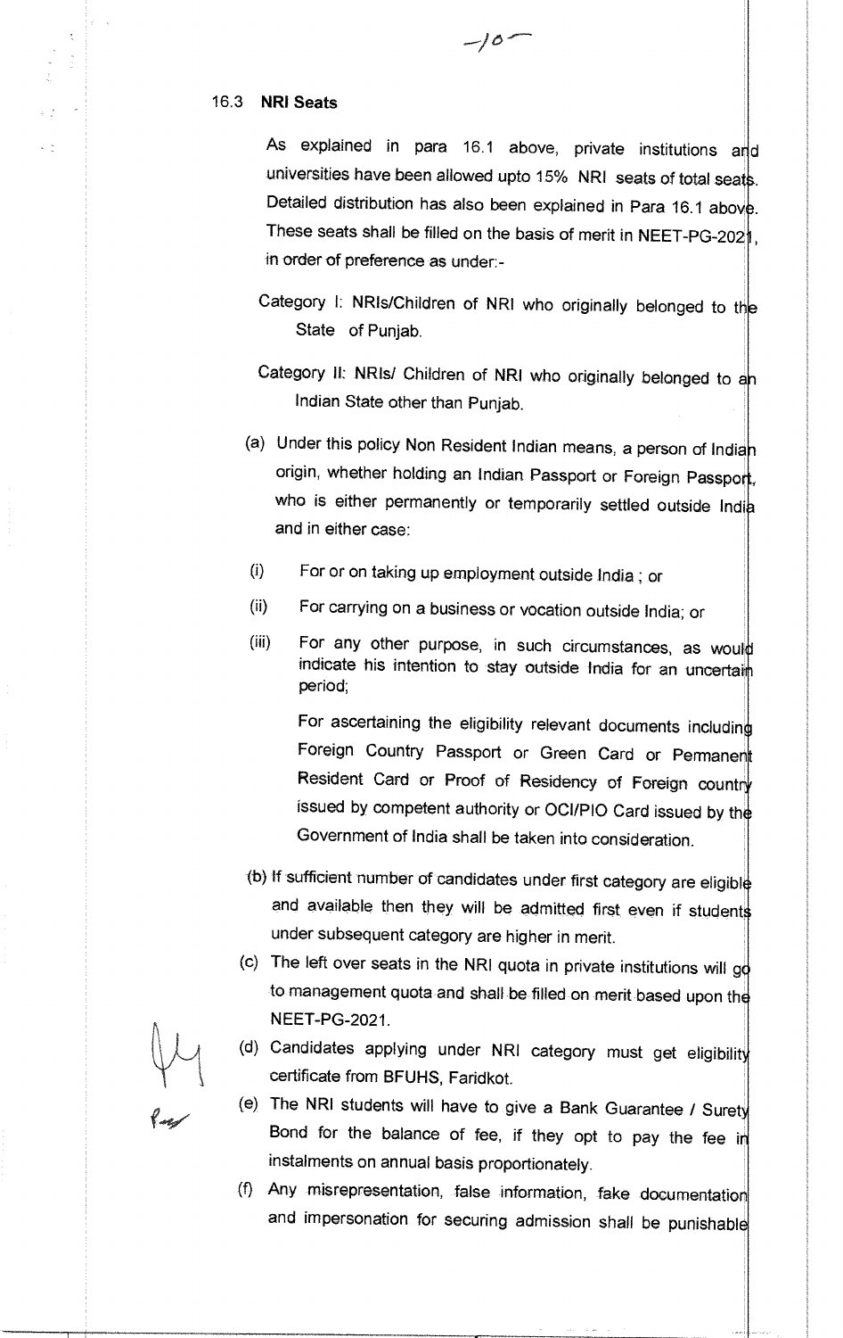### 16.3 NRI Seats

As explained in para 16.1 above, private institutions and universities have been allowed upto 15% NRI seats of total seats. Detailed distribution has also been explained in Para 16.1 above. These seats shall be filled on the basis of merit in NEET-PG-2021, in order of preference as under:-

Category I: NRIs/Children of NRI who originally belonged to the State of Punjab.

Category II: NRIs/ Children of NRI who originally belonged to an Indian State other than Punjab.

(a) Under this policy Non Resident Indian means, a person of Indian origin, whether holding an Indian Passport or Foreign Passport, who is either permanently or temporarily settled outside India and in either case:

(i) For or on taking up employment outside India ; or

(ii) For carrying on a business or vocation outside India; or

(iii) For any other purpose, in such circumstances, as would indicate his intention to stay outside India for an uncertain period;

For ascertaining the eligibility relevant documents including Foreign Country Passport or Green Card or Permanent Resident Card or Proof of Residency of Foreign country issued by competent authority or OCI/PIO Card issued by the Government of India shall be taken into consideration.

(b) If sufficient number of candidates under first category are eligible and available then they will be admitted first even if students under subsequent category are higher in merit.

(c) The left over seats in the NRI quota in private institutions will go to management quota and shall be filled on merit based upon the NEET-PG-2021.

(d) Candidates applying under NRI category must get eligibility certificate from BFUHS, Faridkot.

(e) The NRI students will have to give a Bank Guarantee / Surety Bond for the balance of fee, if they opt to pay the fee in instalments on annual basis proportionately.

(f) Any misrepresentation, false information, fake documentation and impersonation for securing admission shall be punishable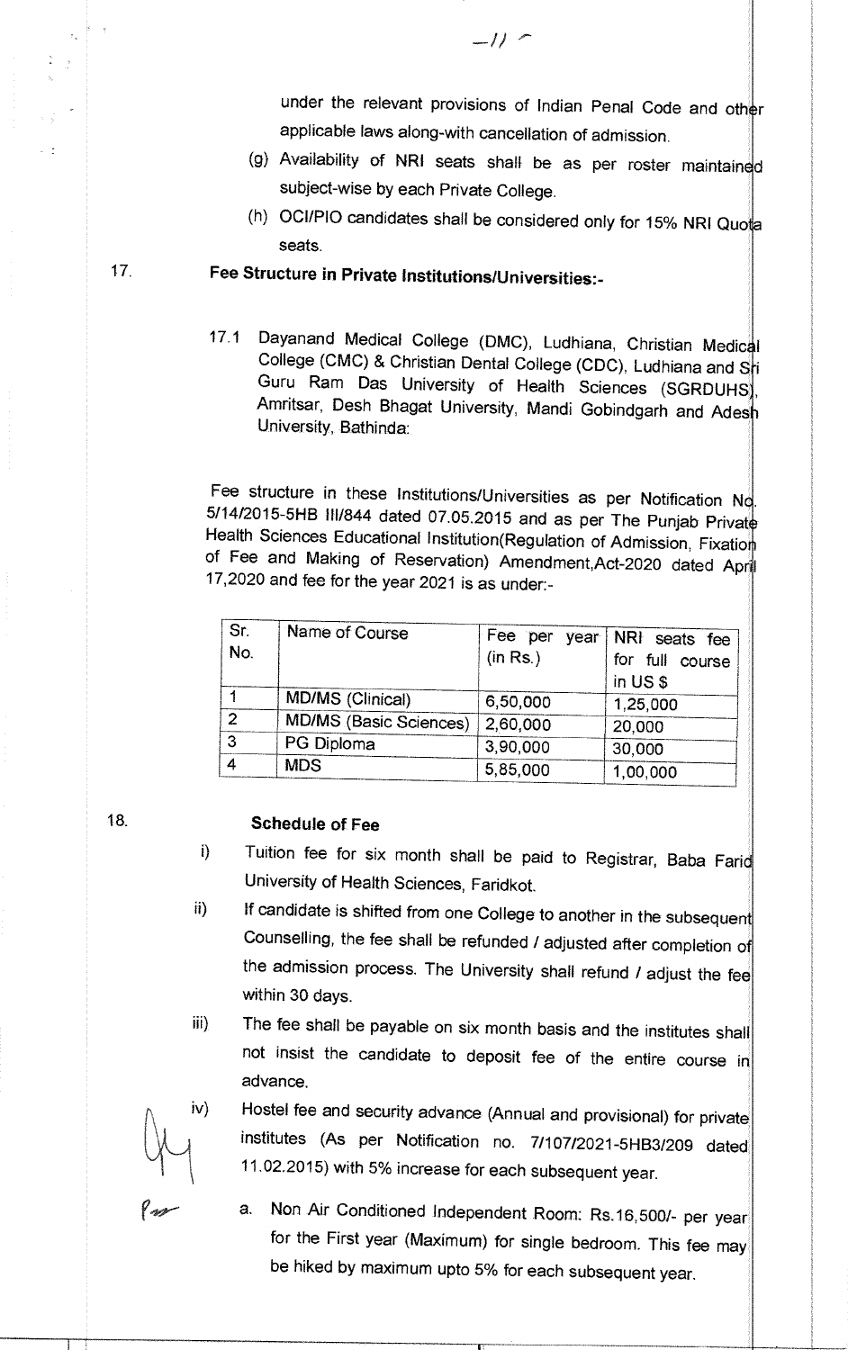under the relevant provisions of Indian Penal Code and other applicable laws along-with cancellation of admission.

(g) Availability of NRI seats shall be as per roster maintained subject-wise by each Private College.

(h) OCI/PIO candidates shall be considered only for 15% NRI Quota seats.

17. **Fee Structure in Private Institutions/Universities:-**

17.1 Dayanand Medical College (DMC), Ludhiana, Christian Medical College (CMC) & Christian Dental College (CDC), Ludhiana and Sri Guru Ram Das University of Health Sciences (SGRDUHS), Amritsar, Desh Bhagat University, Mandi Gobindgarh and Adesh University, Bathinda:

Fee structure in these Institutions/Universities as per Notification No. 5/14/2015-5HB III/844 dated 07.05.2015 and as per The Punjab Private Health Sciences Educational Institution(Regulation of Admission, Fixation of Fee and Making of Reservation) Amendment,Act-2020 dated April 17,2020 and fee for the year 2021 is as under:-

| Sr. No. | Name of Course | Fee per year (in Rs.) | NRI seats fee for full course in US $ |
|---|---|---|---|
| 1 | MD/MS (Clinical) | 6,50,000 | 1,25,000 |
| 2 | MD/MS (Basic Sciences) | 2,60,000 | 20,000 |
| 3 | PG Diploma | 3,90,000 | 30,000 |
| 4 | MDS | 5,85,000 | 1,00,000 |

18. **Schedule of Fee**

i) Tuition fee for six month shall be paid to Registrar, Baba Farid University of Health Sciences, Faridkot.

ii) If candidate is shifted from one College to another in the subsequent Counselling, the fee shall be refunded / adjusted after completion of the admission process. The University shall refund / adjust the fee within 30 days.

iii) The fee shall be payable on six month basis and the institutes shall not insist the candidate to deposit fee of the entire course in advance.

iv) Hostel fee and security advance (Annual and provisional) for private institutes (As per Notification no. 7/107/2021-5HB3/209 dated 11.02.2015) with 5% increase for each subsequent year.

a. Non Air Conditioned Independent Room: Rs.16,500/- per year for the First year (Maximum) for single bedroom. This fee may be hiked by maximum upto 5% for each subsequent year.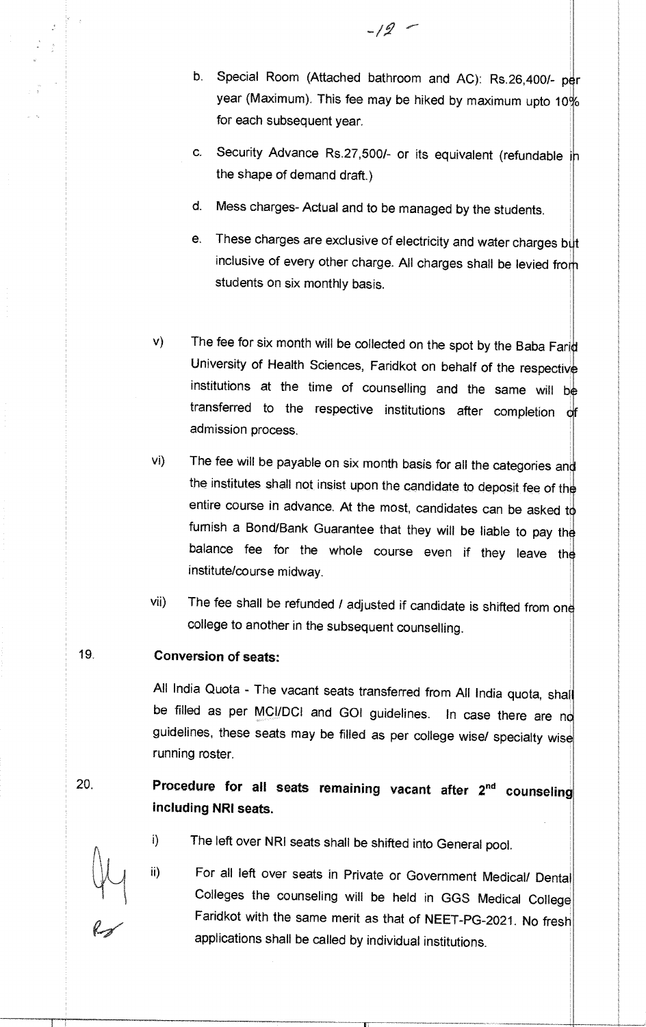b. Special Room (Attached bathroom and AC): Rs.26,400/- per year (Maximum). This fee may be hiked by maximum upto 10% for each subsequent year.

c. Security Advance Rs.27,500/- or its equivalent (refundable in the shape of demand draft.)

d. Mess charges- Actual and to be managed by the students.

e. These charges are exclusive of electricity and water charges but inclusive of every other charge. All charges shall be levied from students on six monthly basis.

v) The fee for six month will be collected on the spot by the Baba Farid University of Health Sciences, Faridkot on behalf of the respective institutions at the time of counselling and the same will be transferred to the respective institutions after completion of admission process.

vi) The fee will be payable on six month basis for all the categories and the institutes shall not insist upon the candidate to deposit fee of the entire course in advance. At the most, candidates can be asked to furnish a Bond/Bank Guarantee that they will be liable to pay the balance fee for the whole course even if they leave the institute/course midway.

vii) The fee shall be refunded / adjusted if candidate is shifted from one college to another in the subsequent counselling.

19. **Conversion of seats:**

All India Quota - The vacant seats transferred from All India quota, shall be filled as per MCI/DCI and GOI guidelines. In case there are no guidelines, these seats may be filled as per college wise/ specialty wise running roster.

20. **Procedure for all seats remaining vacant after 2nd counseling including NRI seats.**

i) The left over NRI seats shall be shifted into General pool.

ii) For all left over seats in Private or Government Medical/ Dental Colleges the counseling will be held in GGS Medical College Faridkot with the same merit as that of NEET-PG-2021. No fresh applications shall be called by individual institutions.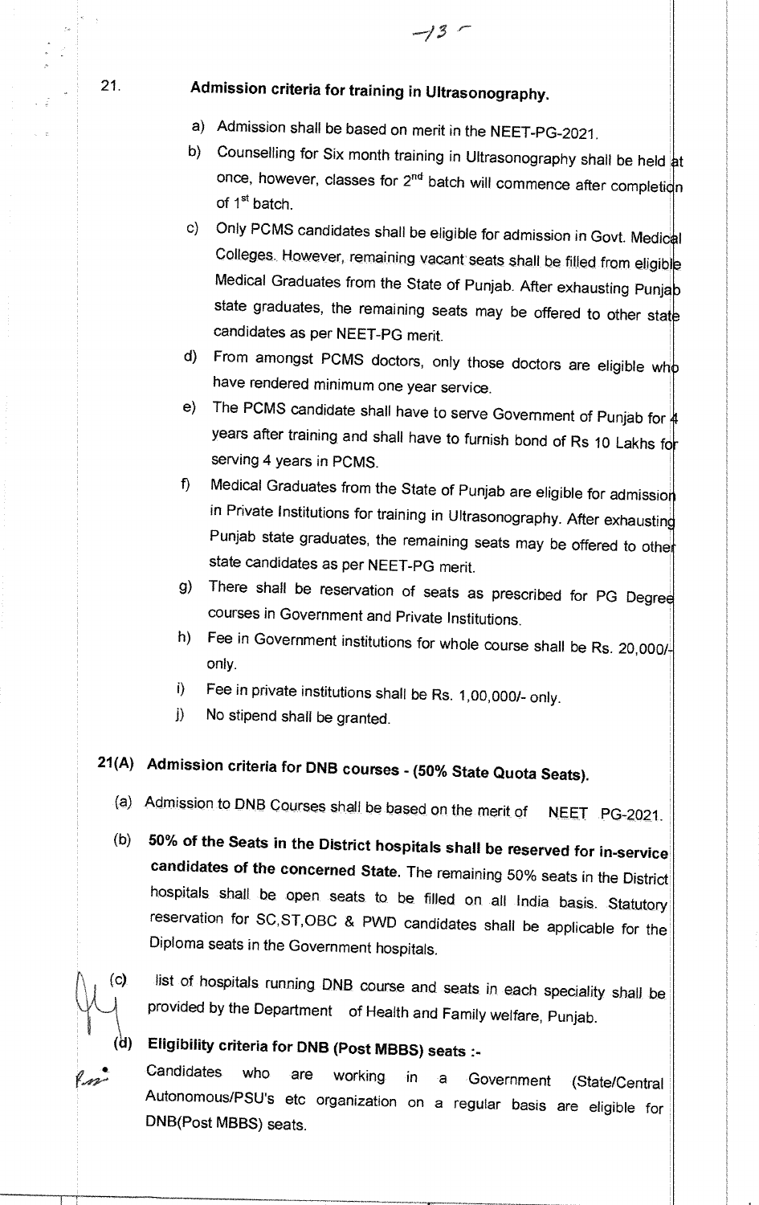21. **Admission criteria for training in Ultrasonography.**

a) Admission shall be based on merit in the NEET-PG-2021.

b) Counselling for Six month training in Ultrasonography shall be held at once, however, classes for 2nd batch will commence after completion of 1st batch.

c) Only PCMS candidates shall be eligible for admission in Govt. Medical Colleges. However, remaining vacant seats shall be filled from eligible Medical Graduates from the State of Punjab. After exhausting Punjab state graduates, the remaining seats may be offered to other state candidates as per NEET-PG merit.

d) From amongst PCMS doctors, only those doctors are eligible who have rendered minimum one year service.

e) The PCMS candidate shall have to serve Government of Punjab for 4 years after training and shall have to furnish bond of Rs 10 Lakhs for serving 4 years in PCMS.

f) Medical Graduates from the State of Punjab are eligible for admission in Private Institutions for training in Ultrasonography. After exhausting Punjab state graduates, the remaining seats may be offered to other state candidates as per NEET-PG merit.

g) There shall be reservation of seats as prescribed for PG Degree courses in Government and Private Institutions.

h) Fee in Government institutions for whole course shall be Rs. 20,000/- only.

i) Fee in private institutions shall be Rs. 1,00,000/- only.

j) No stipend shall be granted.

**21(A) Admission criteria for DNB courses - (50% State Quota Seats).**

(a) Admission to DNB Courses shall be based on the merit of NEET PG-2021.

(b) **50% of the Seats in the District hospitals shall be reserved for in-service candidates of the concerned State.** The remaining 50% seats in the District hospitals shall be open seats to be filled on all India basis. Statutory reservation for SC,ST,OBC & PWD candidates shall be applicable for the Diploma seats in the Government hospitals.

(c) list of hospitals running DNB course and seats in each speciality shall be provided by the Department of Health and Family welfare, Punjab.

(d) **Eligibility criteria for DNB (Post MBBS) seats :-**

Candidates who are working in a Government (State/Central Autonomous/PSU's etc organization on a regular basis are eligible for DNB(Post MBBS) seats.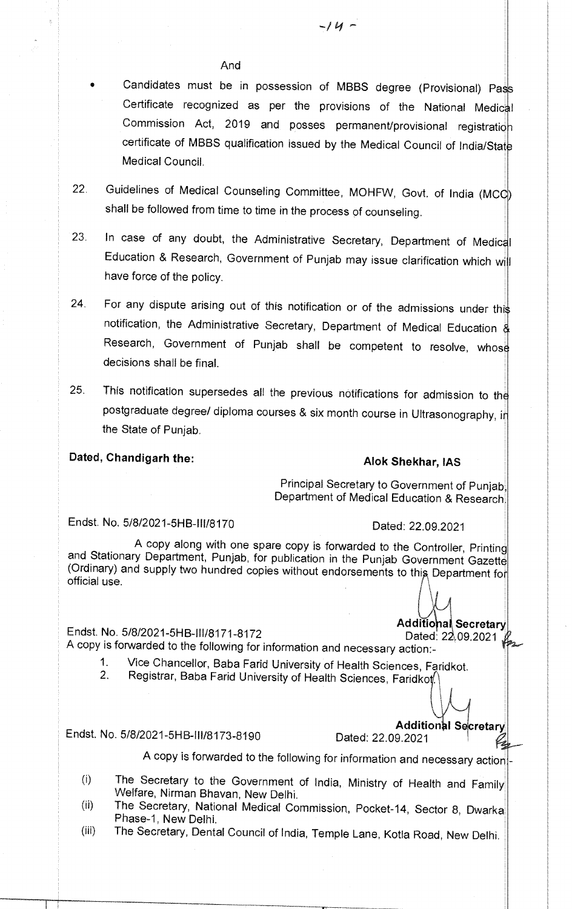And

- Candidates must be in possession of MBBS degree (Provisional) Pass Certificate recognized as per the provisions of the National Medical Commission Act, 2019 and posses permanent/provisional registration certificate of MBBS qualification issued by the Medical Council of India/State Medical Council.

22. Guidelines of Medical Counseling Committee, MOHFW, Govt. of India (MCC) shall be followed from time to time in the process of counseling.

23. In case of any doubt, the Administrative Secretary, Department of Medical Education & Research, Government of Punjab may issue clarification which will have force of the policy.

24. For any dispute arising out of this notification or of the admissions under this notification, the Administrative Secretary, Department of Medical Education & Research, Government of Punjab shall be competent to resolve, whose decisions shall be final.

25. This notification supersedes all the previous notifications for admission to the postgraduate degree/ diploma courses & six month course in Ultrasonography, in the State of Punjab.

**Dated, Chandigarh the:**

**Alok Shekhar, IAS**

Principal Secretary to Government of Punjab, Department of Medical Education & Research.

Endst. No. 5/8/2021-5HB-III/8170 Dated: 22.09.2021

A copy along with one spare copy is forwarded to the Controller, Printing and Stationary Department, Punjab, for publication in the Punjab Government Gazette (Ordinary) and supply two hundred copies without endorsements to this Department for official use.

**Additional Secretary**

Endst. No. 5/8/2021-5HB-III/8171-8172 Dated: 22.09.2021

A copy is forwarded to the following for information and necessary action:-

1. Vice Chancellor, Baba Farid University of Health Sciences, Faridkot.
2. Registrar, Baba Farid University of Health Sciences, Faridkot.

**Additional Secretary**

Endst. No. 5/8/2021-5HB-III/8173-8190 Dated: 22.09.2021

A copy is forwarded to the following for information and necessary action:-

(i) The Secretary to the Government of India, Ministry of Health and Family Welfare, Nirman Bhavan, New Delhi.

(ii) The Secretary, National Medical Commission, Pocket-14, Sector 8, Dwarka Phase-1, New Delhi.

(iii) The Secretary, Dental Council of India, Temple Lane, Kotla Road, New Delhi.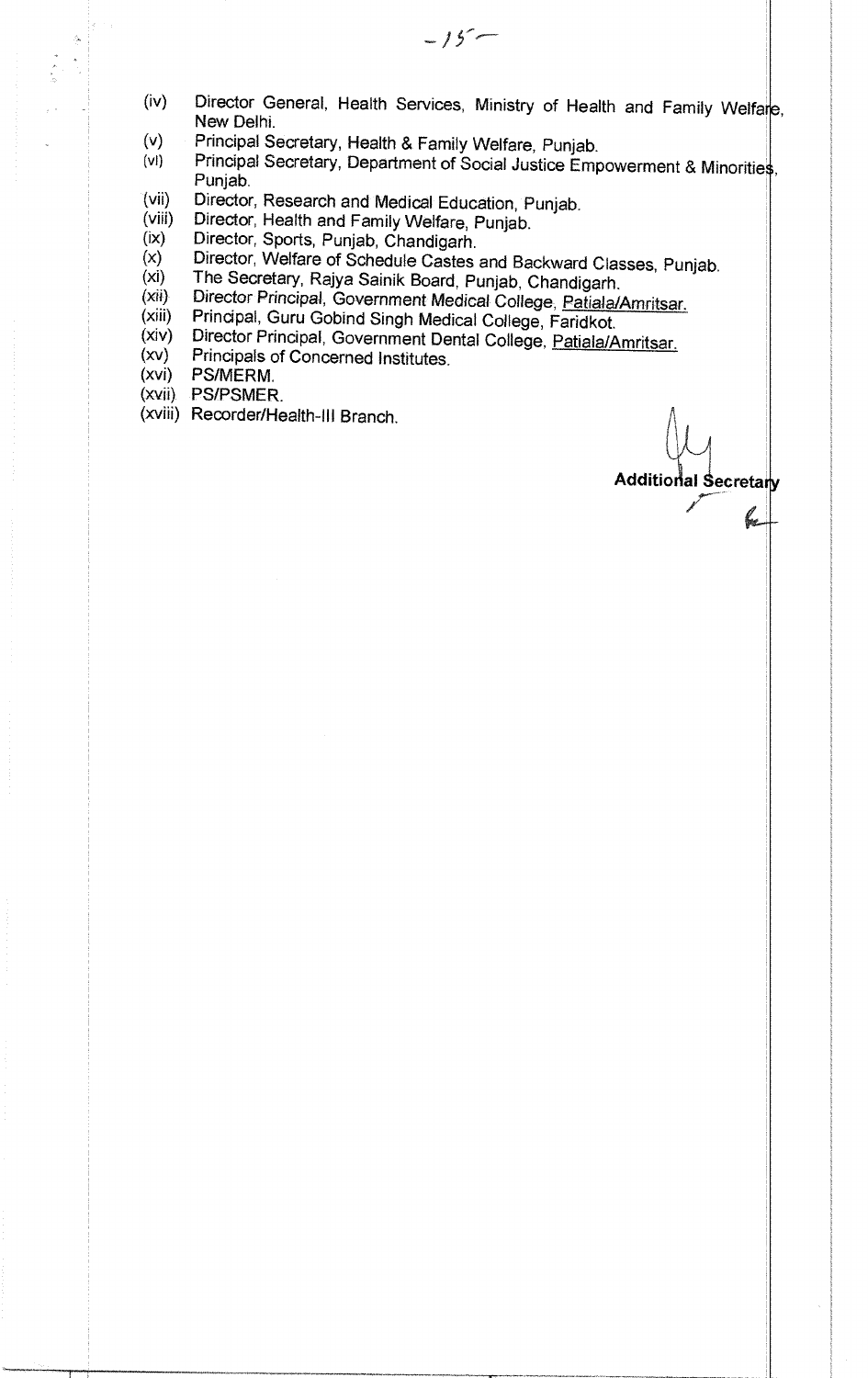(iv) Director General, Health Services, Ministry of Health and Family Welfare, New Delhi.
(v) Principal Secretary, Health & Family Welfare, Punjab.
(vi) Principal Secretary, Department of Social Justice Empowerment & Minorities, Punjab.
(vii) Director, Research and Medical Education, Punjab.
(viii) Director, Health and Family Welfare, Punjab.
(ix) Director, Sports, Punjab, Chandigarh.
(x) Director, Welfare of Schedule Castes and Backward Classes, Punjab.
(xi) The Secretary, Rajya Sainik Board, Punjab, Chandigarh.
(xii) Director Principal, Government Medical College, Patiala/Amritsar.
(xiii) Principal, Guru Gobind Singh Medical College, Faridkot.
(xiv) Director Principal, Government Dental College, Patiala/Amritsar.
(xv) Principals of Concerned Institutes.
(xvi) PS/MERM.
(xvii) PS/PSMER.
(xviii) Recorder/Health-III Branch.

**Additional Secretary**